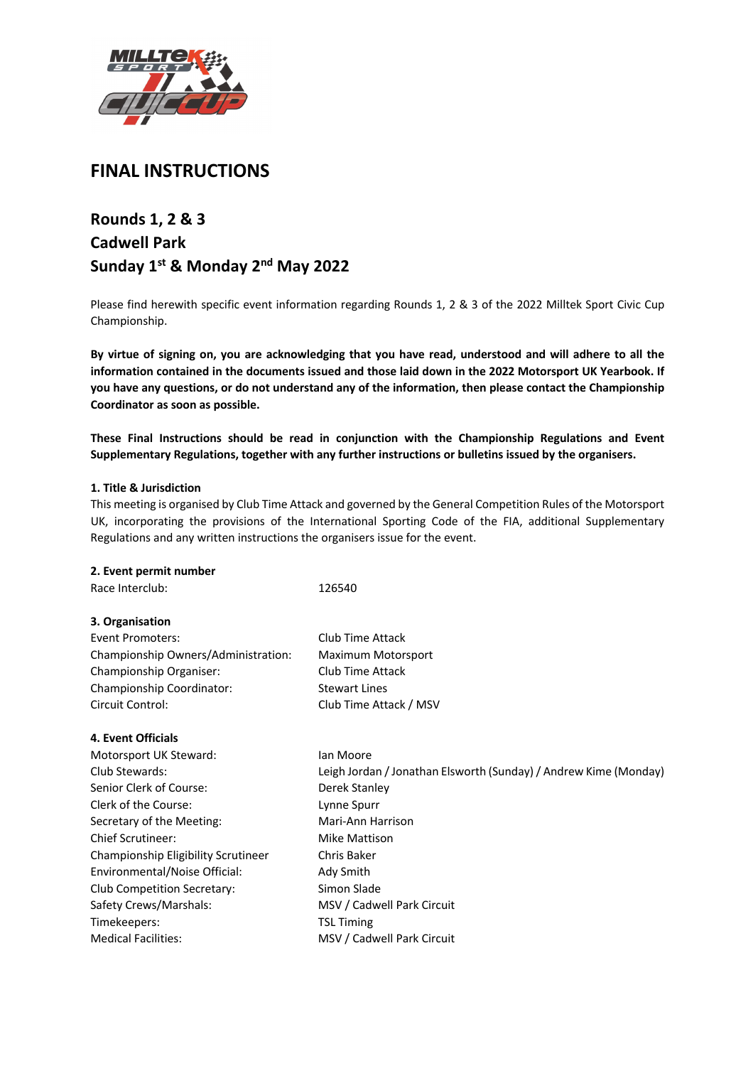# FINAL INSTRUCTIONS

## Rounds 1, 2 & 3
## Cadwell Park
## Sunday 1st & Monday 2nd May 2022

Please find herewith specific event information regarding Rounds 1, 2 & 3 of the 2022 Milltek Sport Civic Cup Championship.

**By virtue of signing on, you are acknowledging that you have read, understood and will adhere to all the information contained in the documents issued and those laid down in the 2022 Motorsport UK Yearbook. If you have any questions, or do not understand any of the information, then please contact the Championship Coordinator as soon as possible.**

**These Final Instructions should be read in conjunction with the Championship Regulations and Event Supplementary Regulations, together with any further instructions or bulletins issued by the organisers.**

**1. Title & Jurisdiction**

This meeting is organised by Club Time Attack and governed by the General Competition Rules of the Motorsport UK, incorporating the provisions of the International Sporting Code of the FIA, additional Supplementary Regulations and any written instructions the organisers issue for the event.

**2. Event permit number**

| | |
|---|---|
| Race Interclub: | 126540 |

**3. Organisation**

| | |
|---|---|
| Event Promoters: | Club Time Attack |
| Championship Owners/Administration: | Maximum Motorsport |
| Championship Organiser: | Club Time Attack |
| Championship Coordinator: | Stewart Lines |
| Circuit Control: | Club Time Attack / MSV |

**4. Event Officials**

| | |
|---|---|
| Motorsport UK Steward: | Ian Moore |
| Club Stewards: | Leigh Jordan / Jonathan Elsworth (Sunday) / Andrew Kime (Monday) |
| Senior Clerk of Course: | Derek Stanley |
| Clerk of the Course: | Lynne Spurr |
| Secretary of the Meeting: | Mari-Ann Harrison |
| Chief Scrutineer: | Mike Mattison |
| Championship Eligibility Scrutineer | Chris Baker |
| Environmental/Noise Official: | Ady Smith |
| Club Competition Secretary: | Simon Slade |
| Safety Crews/Marshals: | MSV / Cadwell Park Circuit |
| Timekeepers: | TSL Timing |
| Medical Facilities: | MSV / Cadwell Park Circuit |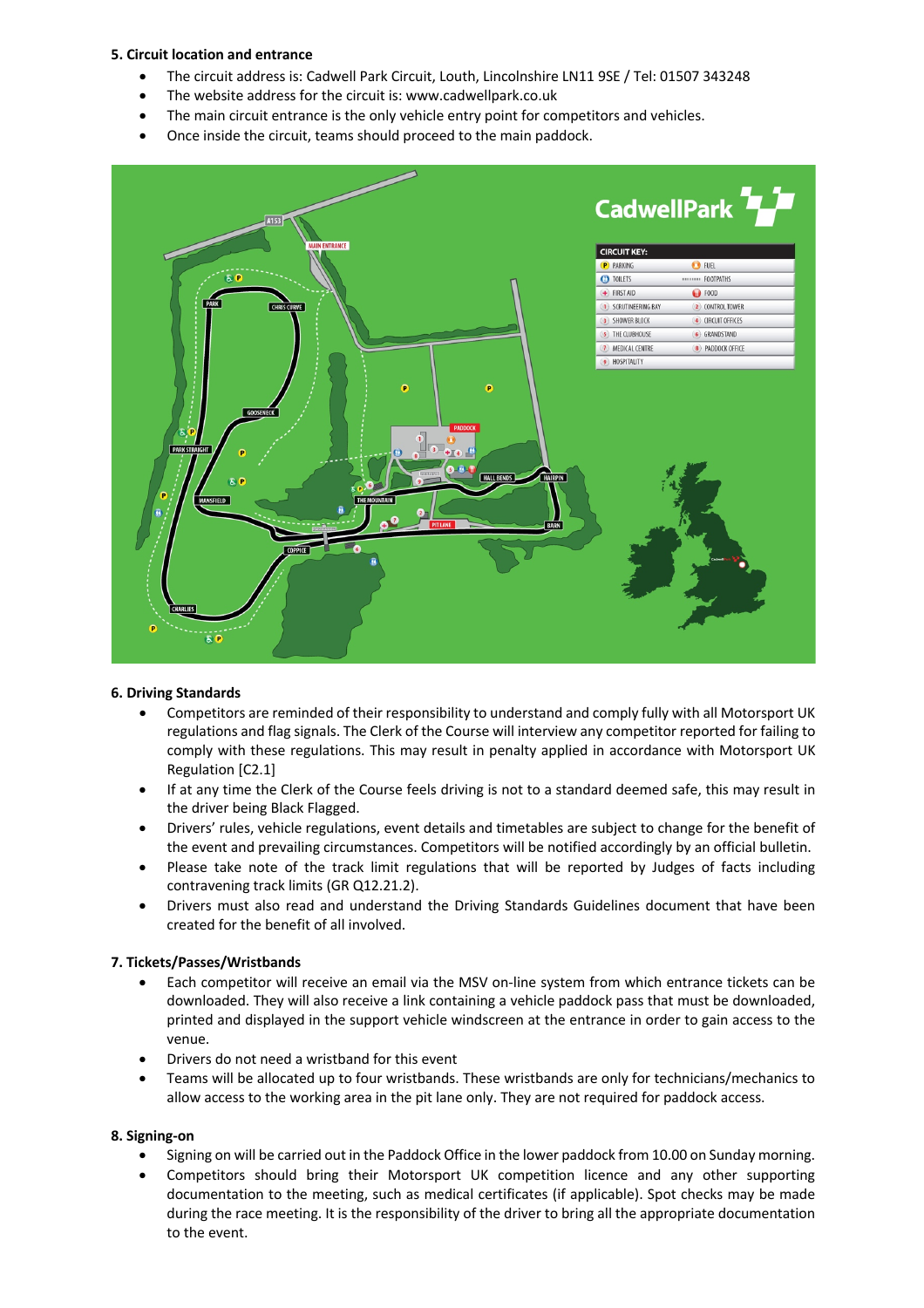**5. Circuit location and entrance**

- The circuit address is: Cadwell Park Circuit, Louth, Lincolnshire LN11 9SE / Tel: 01507 343248
- The website address for the circuit is: www.cadwellpark.co.uk
- The main circuit entrance is the only vehicle entry point for competitors and vehicles.
- Once inside the circuit, teams should proceed to the main paddock.

**6. Driving Standards**

- Competitors are reminded of their responsibility to understand and comply fully with all Motorsport UK regulations and flag signals. The Clerk of the Course will interview any competitor reported for failing to comply with these regulations. This may result in penalty applied in accordance with Motorsport UK Regulation [C2.1]
- If at any time the Clerk of the Course feels driving is not to a standard deemed safe, this may result in the driver being Black Flagged.
- Drivers' rules, vehicle regulations, event details and timetables are subject to change for the benefit of the event and prevailing circumstances. Competitors will be notified accordingly by an official bulletin.
- Please take note of the track limit regulations that will be reported by Judges of facts including contravening track limits (GR Q12.21.2).
- Drivers must also read and understand the Driving Standards Guidelines document that have been created for the benefit of all involved.

**7. Tickets/Passes/Wristbands**

- Each competitor will receive an email via the MSV on-line system from which entrance tickets can be downloaded. They will also receive a link containing a vehicle paddock pass that must be downloaded, printed and displayed in the support vehicle windscreen at the entrance in order to gain access to the venue.
- Drivers do not need a wristband for this event
- Teams will be allocated up to four wristbands. These wristbands are only for technicians/mechanics to allow access to the working area in the pit lane only. They are not required for paddock access.

**8. Signing-on**

- Signing on will be carried out in the Paddock Office in the lower paddock from 10.00 on Sunday morning.
- Competitors should bring their Motorsport UK competition licence and any other supporting documentation to the meeting, such as medical certificates (if applicable). Spot checks may be made during the race meeting. It is the responsibility of the driver to bring all the appropriate documentation to the event.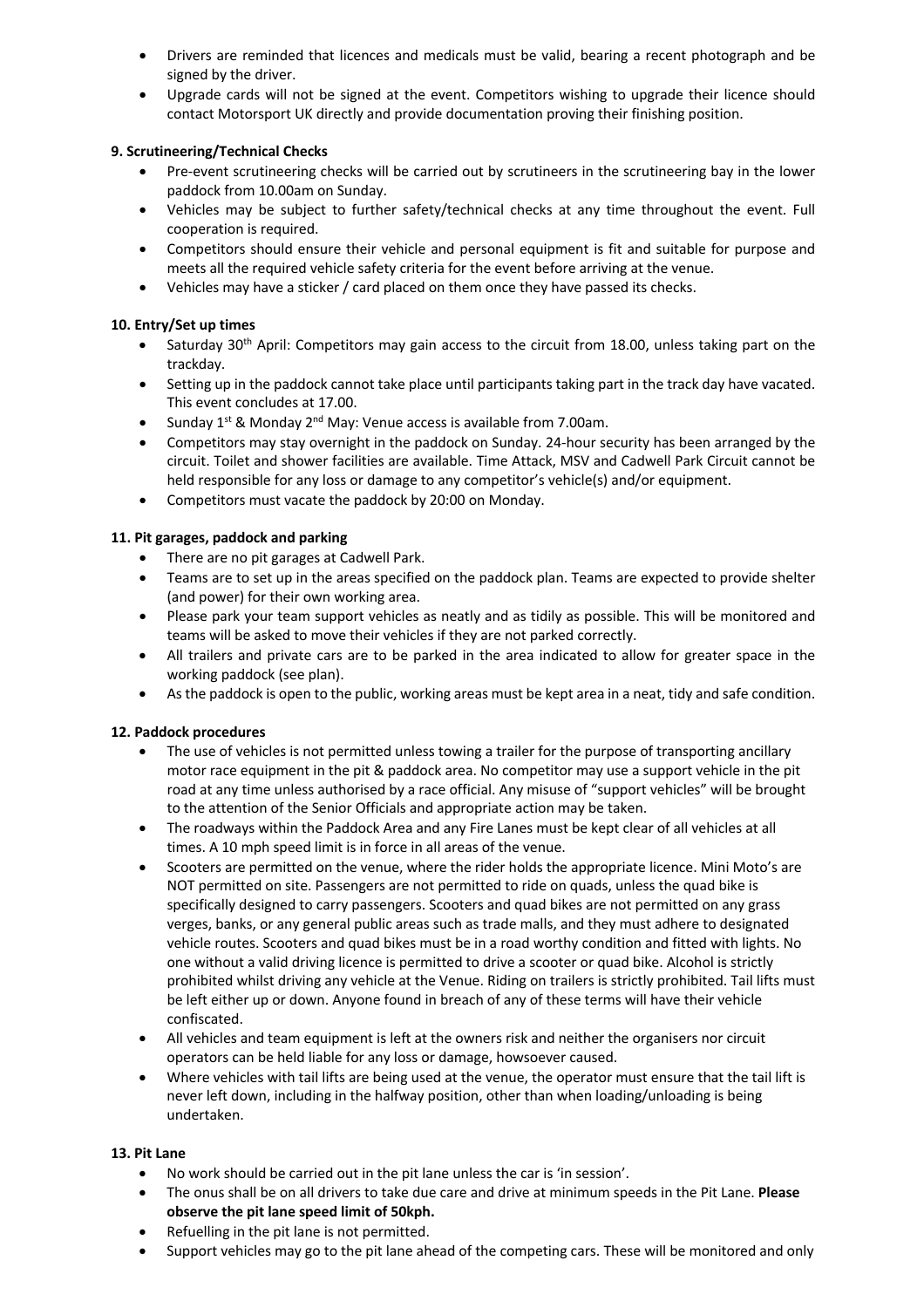- Drivers are reminded that licences and medicals must be valid, bearing a recent photograph and be signed by the driver.
- Upgrade cards will not be signed at the event. Competitors wishing to upgrade their licence should contact Motorsport UK directly and provide documentation proving their finishing position.

**9. Scrutineering/Technical Checks**

- Pre-event scrutineering checks will be carried out by scrutineers in the scrutineering bay in the lower paddock from 10.00am on Sunday.
- Vehicles may be subject to further safety/technical checks at any time throughout the event. Full cooperation is required.
- Competitors should ensure their vehicle and personal equipment is fit and suitable for purpose and meets all the required vehicle safety criteria for the event before arriving at the venue.
- Vehicles may have a sticker / card placed on them once they have passed its checks.

**10. Entry/Set up times**

- Saturday 30th April: Competitors may gain access to the circuit from 18.00, unless taking part on the trackday.
- Setting up in the paddock cannot take place until participants taking part in the track day have vacated. This event concludes at 17.00.
- Sunday 1st & Monday 2nd May: Venue access is available from 7.00am.
- Competitors may stay overnight in the paddock on Sunday. 24-hour security has been arranged by the circuit. Toilet and shower facilities are available. Time Attack, MSV and Cadwell Park Circuit cannot be held responsible for any loss or damage to any competitor's vehicle(s) and/or equipment.
- Competitors must vacate the paddock by 20:00 on Monday.

**11. Pit garages, paddock and parking**

- There are no pit garages at Cadwell Park.
- Teams are to set up in the areas specified on the paddock plan. Teams are expected to provide shelter (and power) for their own working area.
- Please park your team support vehicles as neatly and as tidily as possible. This will be monitored and teams will be asked to move their vehicles if they are not parked correctly.
- All trailers and private cars are to be parked in the area indicated to allow for greater space in the working paddock (see plan).
- As the paddock is open to the public, working areas must be kept area in a neat, tidy and safe condition.

**12. Paddock procedures**

- The use of vehicles is not permitted unless towing a trailer for the purpose of transporting ancillary motor race equipment in the pit & paddock area. No competitor may use a support vehicle in the pit road at any time unless authorised by a race official. Any misuse of "support vehicles" will be brought to the attention of the Senior Officials and appropriate action may be taken.
- The roadways within the Paddock Area and any Fire Lanes must be kept clear of all vehicles at all times. A 10 mph speed limit is in force in all areas of the venue.
- Scooters are permitted on the venue, where the rider holds the appropriate licence. Mini Moto's are NOT permitted on site. Passengers are not permitted to ride on quads, unless the quad bike is specifically designed to carry passengers. Scooters and quad bikes are not permitted on any grass verges, banks, or any general public areas such as trade malls, and they must adhere to designated vehicle routes. Scooters and quad bikes must be in a road worthy condition and fitted with lights. No one without a valid driving licence is permitted to drive a scooter or quad bike. Alcohol is strictly prohibited whilst driving any vehicle at the Venue. Riding on trailers is strictly prohibited. Tail lifts must be left either up or down. Anyone found in breach of any of these terms will have their vehicle confiscated.
- All vehicles and team equipment is left at the owners risk and neither the organisers nor circuit operators can be held liable for any loss or damage, howsoever caused.
- Where vehicles with tail lifts are being used at the venue, the operator must ensure that the tail lift is never left down, including in the halfway position, other than when loading/unloading is being undertaken.

**13. Pit Lane**

- No work should be carried out in the pit lane unless the car is 'in session'.
- The onus shall be on all drivers to take due care and drive at minimum speeds in the Pit Lane. **Please observe the pit lane speed limit of 50kph.**
- Refuelling in the pit lane is not permitted.
- Support vehicles may go to the pit lane ahead of the competing cars. These will be monitored and only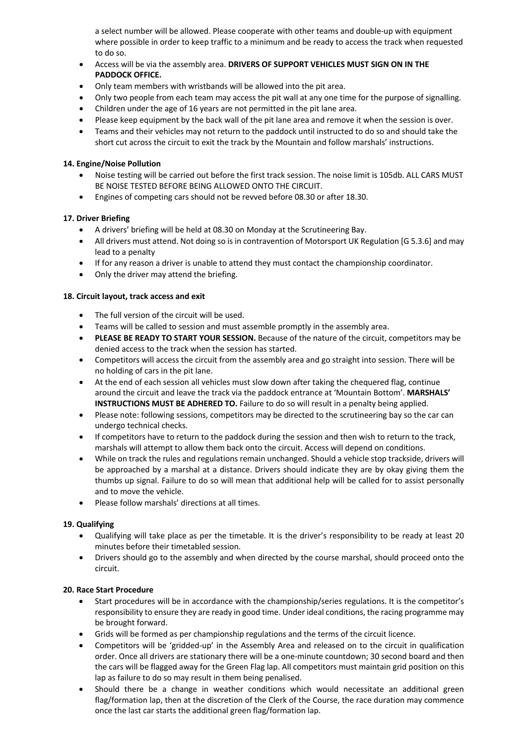a select number will be allowed. Please cooperate with other teams and double-up with equipment where possible in order to keep traffic to a minimum and be ready to access the track when requested to do so.

- Access will be via the assembly area. **DRIVERS OF SUPPORT VEHICLES MUST SIGN ON IN THE PADDOCK OFFICE.**
- Only team members with wristbands will be allowed into the pit area.
- Only two people from each team may access the pit wall at any one time for the purpose of signalling.
- Children under the age of 16 years are not permitted in the pit lane area.
- Please keep equipment by the back wall of the pit lane area and remove it when the session is over.
- Teams and their vehicles may not return to the paddock until instructed to do so and should take the short cut across the circuit to exit the track by the Mountain and follow marshals' instructions.

**14. Engine/Noise Pollution**

- Noise testing will be carried out before the first track session. The noise limit is 105db. ALL CARS MUST BE NOISE TESTED BEFORE BEING ALLOWED ONTO THE CIRCUIT.
- Engines of competing cars should not be revved before 08.30 or after 18.30.

**17. Driver Briefing**

- A drivers' briefing will be held at 08.30 on Monday at the Scrutineering Bay.
- All drivers must attend. Not doing so is in contravention of Motorsport UK Regulation [G 5.3.6] and may lead to a penalty
- If for any reason a driver is unable to attend they must contact the championship coordinator.
- Only the driver may attend the briefing.

**18. Circuit layout, track access and exit**

- The full version of the circuit will be used.
- Teams will be called to session and must assemble promptly in the assembly area.
- **PLEASE BE READY TO START YOUR SESSION.** Because of the nature of the circuit, competitors may be denied access to the track when the session has started.
- Competitors will access the circuit from the assembly area and go straight into session. There will be no holding of cars in the pit lane.
- At the end of each session all vehicles must slow down after taking the chequered flag, continue around the circuit and leave the track via the paddock entrance at 'Mountain Bottom'. **MARSHALS' INSTRUCTIONS MUST BE ADHERED TO.** Failure to do so will result in a penalty being applied.
- Please note: following sessions, competitors may be directed to the scrutineering bay so the car can undergo technical checks.
- If competitors have to return to the paddock during the session and then wish to return to the track, marshals will attempt to allow them back onto the circuit. Access will depend on conditions.
- While on track the rules and regulations remain unchanged. Should a vehicle stop trackside, drivers will be approached by a marshal at a distance. Drivers should indicate they are by okay giving them the thumbs up signal. Failure to do so will mean that additional help will be called for to assist personally and to move the vehicle.
- Please follow marshals' directions at all times.

**19. Qualifying**

- Qualifying will take place as per the timetable. It is the driver's responsibility to be ready at least 20 minutes before their timetabled session.
- Drivers should go to the assembly and when directed by the course marshal, should proceed onto the circuit.

**20. Race Start Procedure**

- Start procedures will be in accordance with the championship/series regulations. It is the competitor's responsibility to ensure they are ready in good time. Under ideal conditions, the racing programme may be brought forward.
- Grids will be formed as per championship regulations and the terms of the circuit licence.
- Competitors will be 'gridded-up' in the Assembly Area and released on to the circuit in qualification order. Once all drivers are stationary there will be a one-minute countdown; 30 second board and then the cars will be flagged away for the Green Flag lap. All competitors must maintain grid position on this lap as failure to do so may result in them being penalised.
- Should there be a change in weather conditions which would necessitate an additional green flag/formation lap, then at the discretion of the Clerk of the Course, the race duration may commence once the last car starts the additional green flag/formation lap.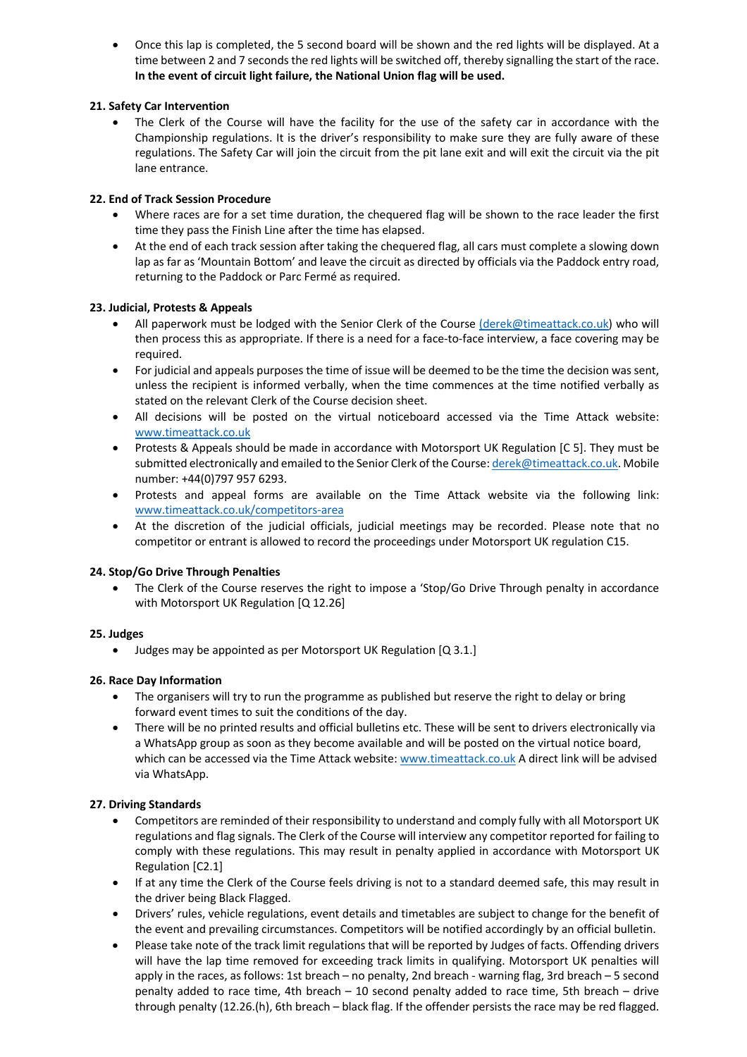- Once this lap is completed, the 5 second board will be shown and the red lights will be displayed. At a time between 2 and 7 seconds the red lights will be switched off, thereby signalling the start of the race. **In the event of circuit light failure, the National Union flag will be used.**

### 21. Safety Car Intervention

- The Clerk of the Course will have the facility for the use of the safety car in accordance with the Championship regulations. It is the driver's responsibility to make sure they are fully aware of these regulations. The Safety Car will join the circuit from the pit lane exit and will exit the circuit via the pit lane entrance.

### 22. End of Track Session Procedure

- Where races are for a set time duration, the chequered flag will be shown to the race leader the first time they pass the Finish Line after the time has elapsed.
- At the end of each track session after taking the chequered flag, all cars must complete a slowing down lap as far as 'Mountain Bottom' and leave the circuit as directed by officials via the Paddock entry road, returning to the Paddock or Parc Fermé as required.

### 23. Judicial, Protests & Appeals

- All paperwork must be lodged with the Senior Clerk of the Course (derek@timeattack.co.uk) who will then process this as appropriate. If there is a need for a face-to-face interview, a face covering may be required.
- For judicial and appeals purposes the time of issue will be deemed to be the time the decision was sent, unless the recipient is informed verbally, when the time commences at the time notified verbally as stated on the relevant Clerk of the Course decision sheet.
- All decisions will be posted on the virtual noticeboard accessed via the Time Attack website: www.timeattack.co.uk
- Protests & Appeals should be made in accordance with Motorsport UK Regulation [C 5]. They must be submitted electronically and emailed to the Senior Clerk of the Course: derek@timeattack.co.uk. Mobile number: +44(0)797 957 6293.
- Protests and appeal forms are available on the Time Attack website via the following link: www.timeattack.co.uk/competitors-area
- At the discretion of the judicial officials, judicial meetings may be recorded. Please note that no competitor or entrant is allowed to record the proceedings under Motorsport UK regulation C15.

### 24. Stop/Go Drive Through Penalties

- The Clerk of the Course reserves the right to impose a 'Stop/Go Drive Through penalty in accordance with Motorsport UK Regulation [Q 12.26]

### 25. Judges

- Judges may be appointed as per Motorsport UK Regulation [Q 3.1.]

### 26. Race Day Information

- The organisers will try to run the programme as published but reserve the right to delay or bring forward event times to suit the conditions of the day.
- There will be no printed results and official bulletins etc. These will be sent to drivers electronically via a WhatsApp group as soon as they become available and will be posted on the virtual notice board, which can be accessed via the Time Attack website: www.timeattack.co.uk A direct link will be advised via WhatsApp.

### 27. Driving Standards

- Competitors are reminded of their responsibility to understand and comply fully with all Motorsport UK regulations and flag signals. The Clerk of the Course will interview any competitor reported for failing to comply with these regulations. This may result in penalty applied in accordance with Motorsport UK Regulation [C2.1]
- If at any time the Clerk of the Course feels driving is not to a standard deemed safe, this may result in the driver being Black Flagged.
- Drivers' rules, vehicle regulations, event details and timetables are subject to change for the benefit of the event and prevailing circumstances. Competitors will be notified accordingly by an official bulletin.
- Please take note of the track limit regulations that will be reported by Judges of facts. Offending drivers will have the lap time removed for exceeding track limits in qualifying. Motorsport UK penalties will apply in the races, as follows: 1st breach – no penalty, 2nd breach - warning flag, 3rd breach – 5 second penalty added to race time, 4th breach – 10 second penalty added to race time, 5th breach – drive through penalty (12.26.(h), 6th breach – black flag. If the offender persists the race may be red flagged.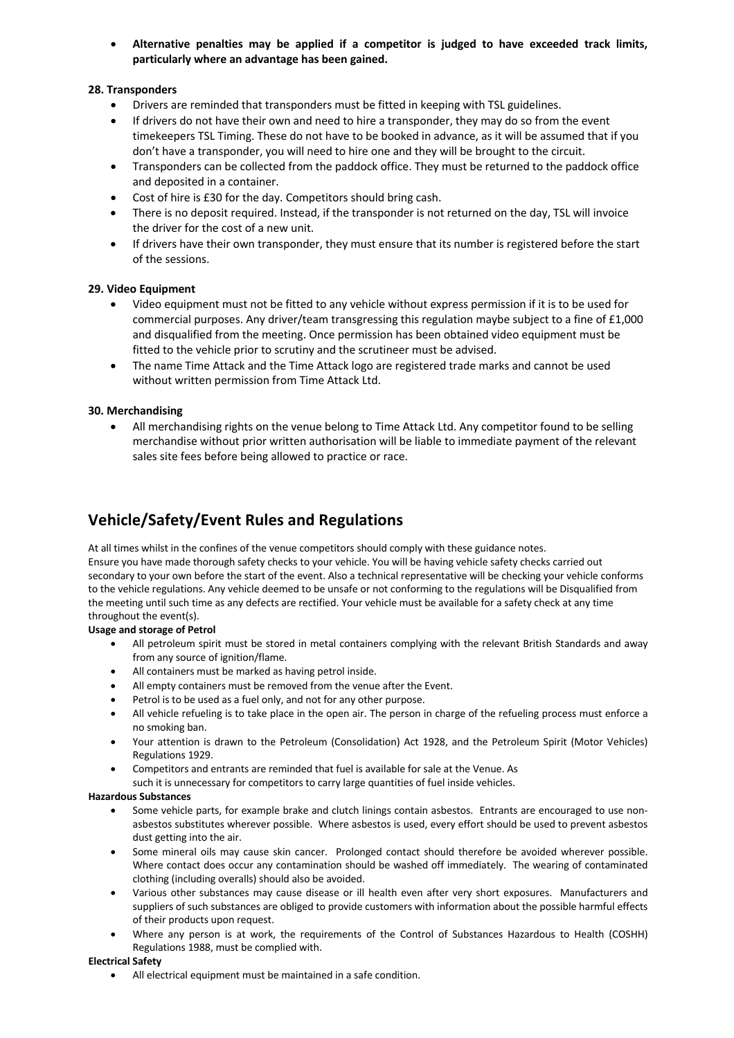- **Alternative penalties may be applied if a competitor is judged to have exceeded track limits, particularly where an advantage has been gained.**

**28. Transponders**

- Drivers are reminded that transponders must be fitted in keeping with TSL guidelines.
- If drivers do not have their own and need to hire a transponder, they may do so from the event timekeepers TSL Timing. These do not have to be booked in advance, as it will be assumed that if you don't have a transponder, you will need to hire one and they will be brought to the circuit.
- Transponders can be collected from the paddock office. They must be returned to the paddock office and deposited in a container.
- Cost of hire is £30 for the day. Competitors should bring cash.
- There is no deposit required. Instead, if the transponder is not returned on the day, TSL will invoice the driver for the cost of a new unit.
- If drivers have their own transponder, they must ensure that its number is registered before the start of the sessions.

**29. Video Equipment**

- Video equipment must not be fitted to any vehicle without express permission if it is to be used for commercial purposes. Any driver/team transgressing this regulation maybe subject to a fine of £1,000 and disqualified from the meeting. Once permission has been obtained video equipment must be fitted to the vehicle prior to scrutiny and the scrutineer must be advised.
- The name Time Attack and the Time Attack logo are registered trade marks and cannot be used without written permission from Time Attack Ltd.

**30. Merchandising**

- All merchandising rights on the venue belong to Time Attack Ltd. Any competitor found to be selling merchandise without prior written authorisation will be liable to immediate payment of the relevant sales site fees before being allowed to practice or race.

## Vehicle/Safety/Event Rules and Regulations

At all times whilst in the confines of the venue competitors should comply with these guidance notes.
Ensure you have made thorough safety checks to your vehicle. You will be having vehicle safety checks carried out secondary to your own before the start of the event. Also a technical representative will be checking your vehicle conforms to the vehicle regulations. Any vehicle deemed to be unsafe or not conforming to the regulations will be Disqualified from the meeting until such time as any defects are rectified. Your vehicle must be available for a safety check at any time throughout the event(s).

**Usage and storage of Petrol**

- All petroleum spirit must be stored in metal containers complying with the relevant British Standards and away from any source of ignition/flame.
- All containers must be marked as having petrol inside.
- All empty containers must be removed from the venue after the Event.
- Petrol is to be used as a fuel only, and not for any other purpose.
- All vehicle refueling is to take place in the open air. The person in charge of the refueling process must enforce a no smoking ban.
- Your attention is drawn to the Petroleum (Consolidation) Act 1928, and the Petroleum Spirit (Motor Vehicles) Regulations 1929.
- Competitors and entrants are reminded that fuel is available for sale at the Venue. As such it is unnecessary for competitors to carry large quantities of fuel inside vehicles.

**Hazardous Substances**

- Some vehicle parts, for example brake and clutch linings contain asbestos. Entrants are encouraged to use non-asbestos substitutes wherever possible. Where asbestos is used, every effort should be used to prevent asbestos dust getting into the air.
- Some mineral oils may cause skin cancer. Prolonged contact should therefore be avoided wherever possible. Where contact does occur any contamination should be washed off immediately. The wearing of contaminated clothing (including overalls) should also be avoided.
- Various other substances may cause disease or ill health even after very short exposures. Manufacturers and suppliers of such substances are obliged to provide customers with information about the possible harmful effects of their products upon request.
- Where any person is at work, the requirements of the Control of Substances Hazardous to Health (COSHH) Regulations 1988, must be complied with.

**Electrical Safety**

- All electrical equipment must be maintained in a safe condition.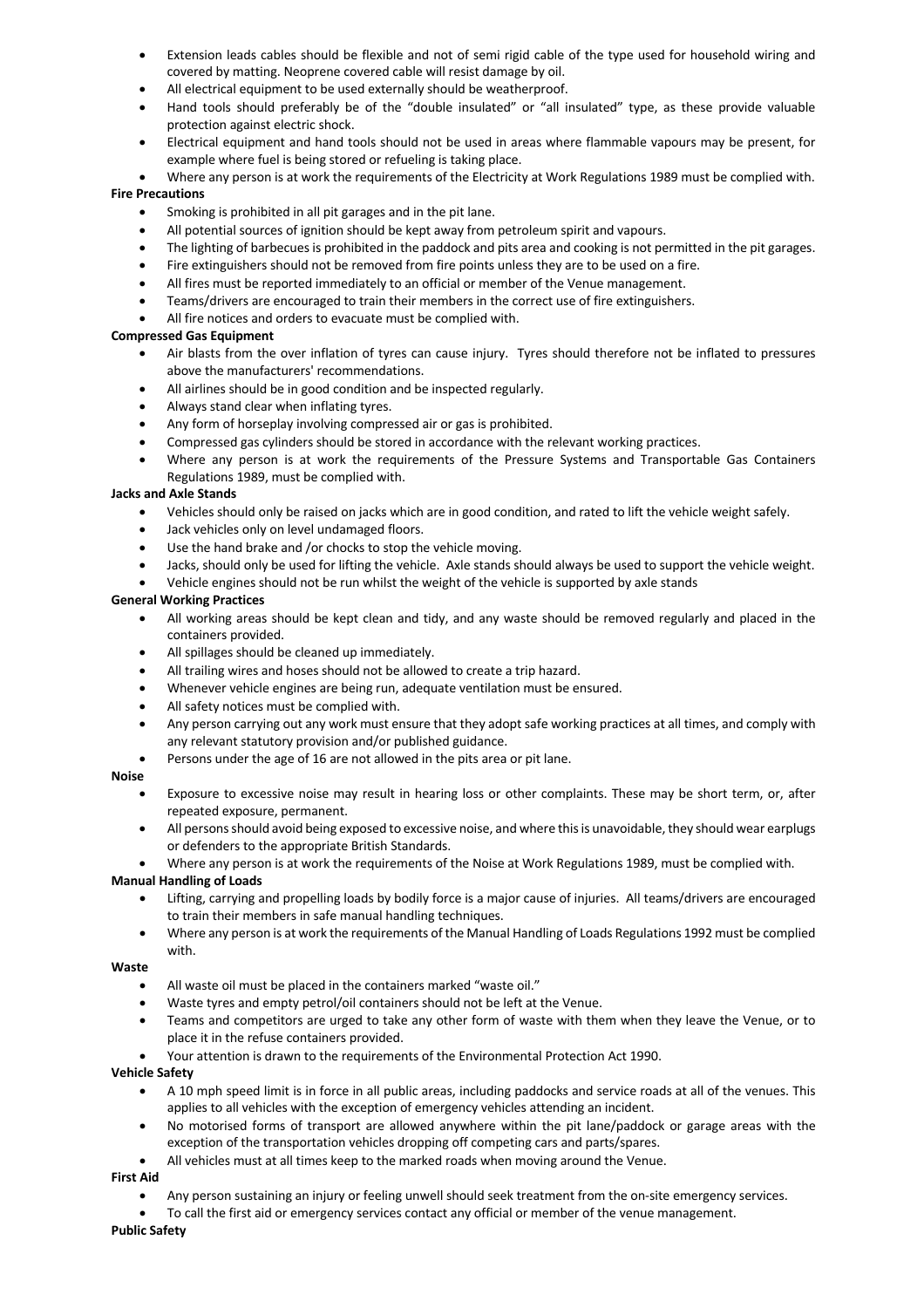- Extension leads cables should be flexible and not of semi rigid cable of the type used for household wiring and covered by matting. Neoprene covered cable will resist damage by oil.
- All electrical equipment to be used externally should be weatherproof.
- Hand tools should preferably be of the "double insulated" or "all insulated" type, as these provide valuable protection against electric shock.
- Electrical equipment and hand tools should not be used in areas where flammable vapours may be present, for example where fuel is being stored or refueling is taking place.
- Where any person is at work the requirements of the Electricity at Work Regulations 1989 must be complied with.

**Fire Precautions**

- Smoking is prohibited in all pit garages and in the pit lane.
- All potential sources of ignition should be kept away from petroleum spirit and vapours.
- The lighting of barbecues is prohibited in the paddock and pits area and cooking is not permitted in the pit garages.
- Fire extinguishers should not be removed from fire points unless they are to be used on a fire.
- All fires must be reported immediately to an official or member of the Venue management.
- Teams/drivers are encouraged to train their members in the correct use of fire extinguishers.
- All fire notices and orders to evacuate must be complied with.

**Compressed Gas Equipment**

- Air blasts from the over inflation of tyres can cause injury. Tyres should therefore not be inflated to pressures above the manufacturers' recommendations.
- All airlines should be in good condition and be inspected regularly.
- Always stand clear when inflating tyres.
- Any form of horseplay involving compressed air or gas is prohibited.
- Compressed gas cylinders should be stored in accordance with the relevant working practices.
- Where any person is at work the requirements of the Pressure Systems and Transportable Gas Containers Regulations 1989, must be complied with.

**Jacks and Axle Stands**

- Vehicles should only be raised on jacks which are in good condition, and rated to lift the vehicle weight safely.
- Jack vehicles only on level undamaged floors.
- Use the hand brake and /or chocks to stop the vehicle moving.
- Jacks, should only be used for lifting the vehicle. Axle stands should always be used to support the vehicle weight.
- Vehicle engines should not be run whilst the weight of the vehicle is supported by axle stands

**General Working Practices**

- All working areas should be kept clean and tidy, and any waste should be removed regularly and placed in the containers provided.
- All spillages should be cleaned up immediately.
- All trailing wires and hoses should not be allowed to create a trip hazard.
- Whenever vehicle engines are being run, adequate ventilation must be ensured.
- All safety notices must be complied with.
- Any person carrying out any work must ensure that they adopt safe working practices at all times, and comply with any relevant statutory provision and/or published guidance.
- Persons under the age of 16 are not allowed in the pits area or pit lane.

**Noise**

- Exposure to excessive noise may result in hearing loss or other complaints. These may be short term, or, after repeated exposure, permanent.
- All persons should avoid being exposed to excessive noise, and where this is unavoidable, they should wear earplugs or defenders to the appropriate British Standards.
- Where any person is at work the requirements of the Noise at Work Regulations 1989, must be complied with.

**Manual Handling of Loads**

- Lifting, carrying and propelling loads by bodily force is a major cause of injuries. All teams/drivers are encouraged to train their members in safe manual handling techniques.
- Where any person is at work the requirements of the Manual Handling of Loads Regulations 1992 must be complied with.

**Waste**

- All waste oil must be placed in the containers marked "waste oil."
- Waste tyres and empty petrol/oil containers should not be left at the Venue.
- Teams and competitors are urged to take any other form of waste with them when they leave the Venue, or to place it in the refuse containers provided.
- Your attention is drawn to the requirements of the Environmental Protection Act 1990.

**Vehicle Safety**

- A 10 mph speed limit is in force in all public areas, including paddocks and service roads at all of the venues. This applies to all vehicles with the exception of emergency vehicles attending an incident.
- No motorised forms of transport are allowed anywhere within the pit lane/paddock or garage areas with the exception of the transportation vehicles dropping off competing cars and parts/spares.
- All vehicles must at all times keep to the marked roads when moving around the Venue.

**First Aid**

- Any person sustaining an injury or feeling unwell should seek treatment from the on-site emergency services.
- To call the first aid or emergency services contact any official or member of the venue management.

**Public Safety**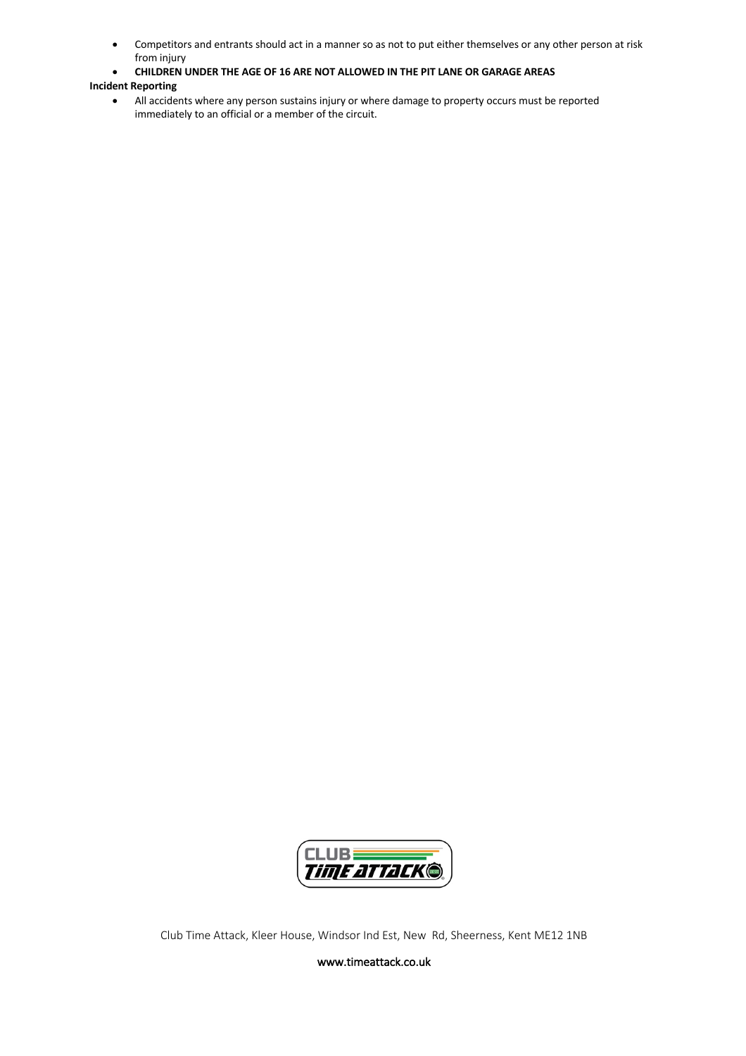- Competitors and entrants should act in a manner so as not to put either themselves or any other person at risk from injury
- **CHILDREN UNDER THE AGE OF 16 ARE NOT ALLOWED IN THE PIT LANE OR GARAGE AREAS**

**Incident Reporting**

- All accidents where any person sustains injury or where damage to property occurs must be reported immediately to an official or a member of the circuit.

Club Time Attack, Kleer House, Windsor Ind Est, New Rd, Sheerness, Kent ME12 1NB

www.timeattack.co.uk